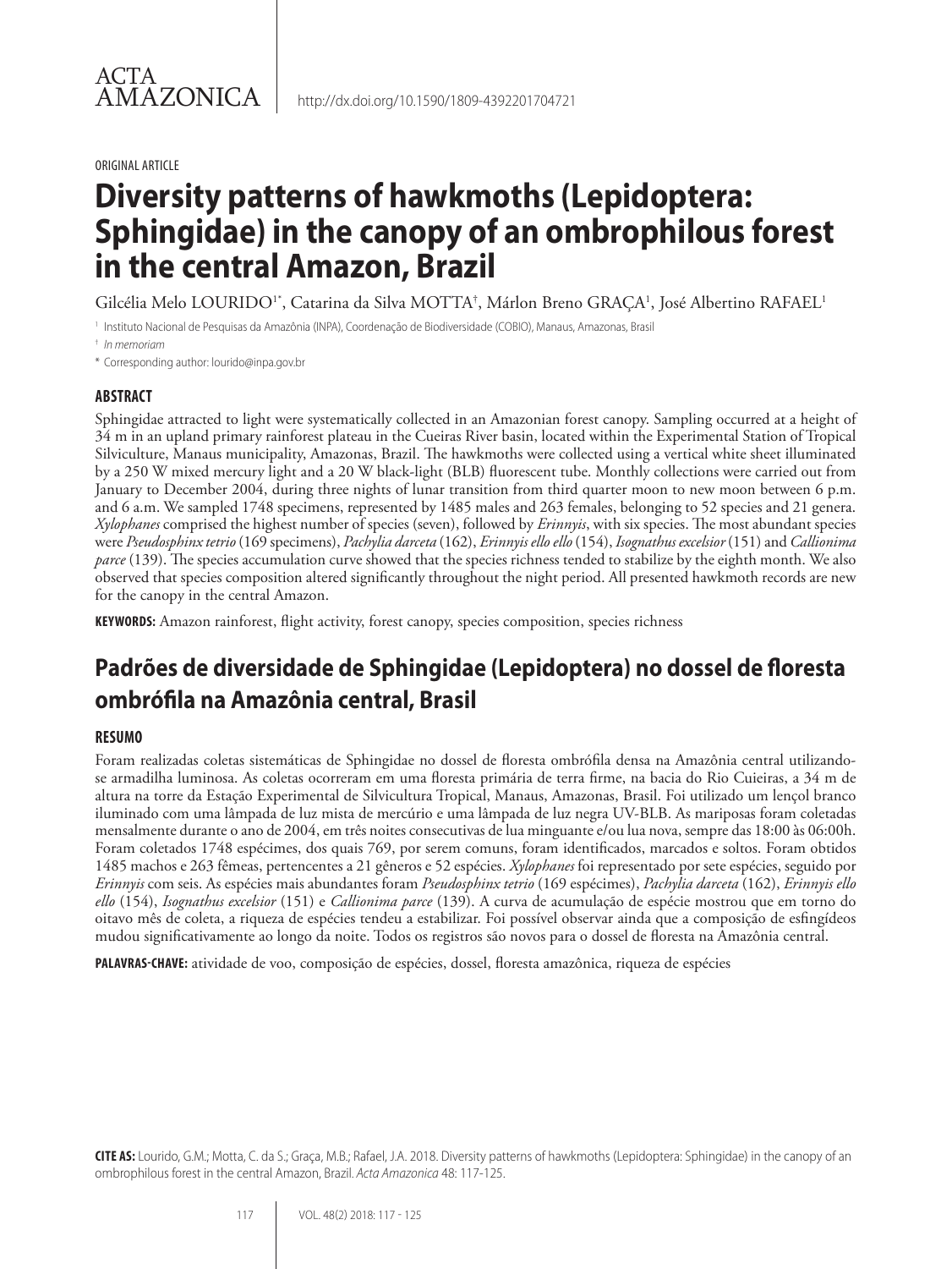ACTA AMAZONICA

http://dx.doi.org/10.1590/1809-4392201704721

ORIGINAL ARTICLE

# Diversity patterns of hawkmoths (Lepidoptera: Sphingidae) in the canopy of an ombrophilous forest in the central Amazon, Brazil

Gilcélia Melo LOURIDO[1*], Catarina da Silva MOTTA[†], Márlon Breno GRAÇA[1], José Albertino RAFAEL[1]

[1] Instituto Nacional de Pesquisas da Amazônia (INPA), Coordenação de Biodiversidade (COBIO), Manaus, Amazonas, Brasil

[†] *In memoriam*

[*] Corresponding author: lourido@inpa.gov.br

## ABSTRACT

Sphingidae attracted to light were systematically collected in an Amazonian forest canopy. Sampling occurred at a height of 34 m in an upland primary rainforest plateau in the Cueiras River basin, located within the Experimental Station of Tropical Silviculture, Manaus municipality, Amazonas, Brazil. The hawkmoths were collected using a vertical white sheet illuminated by a 250 W mixed mercury light and a 20 W black-light (BLB) fluorescent tube. Monthly collections were carried out from January to December 2004, during three nights of lunar transition from third quarter moon to new moon between 6 p.m. and 6 a.m. We sampled 1748 specimens, represented by 1485 males and 263 females, belonging to 52 species and 21 genera. *Xylophanes* comprised the highest number of species (seven), followed by *Erinnyis*, with six species. The most abundant species were *Pseudosphinx tetrio* (169 specimens), *Pachylia darceta* (162), *Erinnyis ello ello* (154), *Isognathus excelsior* (151) and *Callionima parce* (139). The species accumulation curve showed that the species richness tended to stabilize by the eighth month. We also observed that species composition altered significantly throughout the night period. All presented hawkmoth records are new for the canopy in the central Amazon.

**KEYWORDS:** Amazon rainforest, flight activity, forest canopy, species composition, species richness

# Padrões de diversidade de Sphingidae (Lepidoptera) no dossel de floresta ombrófila na Amazônia central, Brasil

## RESUMO

Foram realizadas coletas sistemáticas de Sphingidae no dossel de floresta ombrófila densa na Amazônia central utilizando-se armadilha luminosa. As coletas ocorreram em uma floresta primária de terra firme, na bacia do Rio Cuieiras, a 34 m de altura na torre da Estação Experimental de Silvicultura Tropical, Manaus, Amazonas, Brasil. Foi utilizado um lençol branco iluminado com uma lâmpada de luz mista de mercúrio e uma lâmpada de luz negra UV-BLB. As mariposas foram coletadas mensalmente durante o ano de 2004, em três noites consecutivas de lua minguante e/ou lua nova, sempre das 18:00 às 06:00h. Foram coletados 1748 espécimes, dos quais 769, por serem comuns, foram identificados, marcados e soltos. Foram obtidos 1485 machos e 263 fêmeas, pertencentes a 21 gêneros e 52 espécies. *Xylophanes* foi representado por sete espécies, seguido por *Erinnyis* com seis. As espécies mais abundantes foram *Pseudosphinx tetrio* (169 espécimes), *Pachylia darceta* (162), *Erinnyis ello ello* (154), *Isognathus excelsior* (151) e *Callionima parce* (139). A curva de acumulação de espécie mostrou que em torno do oitavo mês de coleta, a riqueza de espécies tendeu a estabilizar. Foi possível observar ainda que a composição de esfingídeos mudou significativamente ao longo da noite. Todos os registros são novos para o dossel de floresta na Amazônia central.

**PALAVRAS-CHAVE:** atividade de voo, composição de espécies, dossel, floresta amazônica, riqueza de espécies

**CITE AS:** Lourido, G.M.; Motta, C. da S.; Graça, M.B.; Rafael, J.A. 2018. Diversity patterns of hawkmoths (Lepidoptera: Sphingidae) in the canopy of an ombrophilous forest in the central Amazon, Brazil. *Acta Amazonica* 48: 117-125.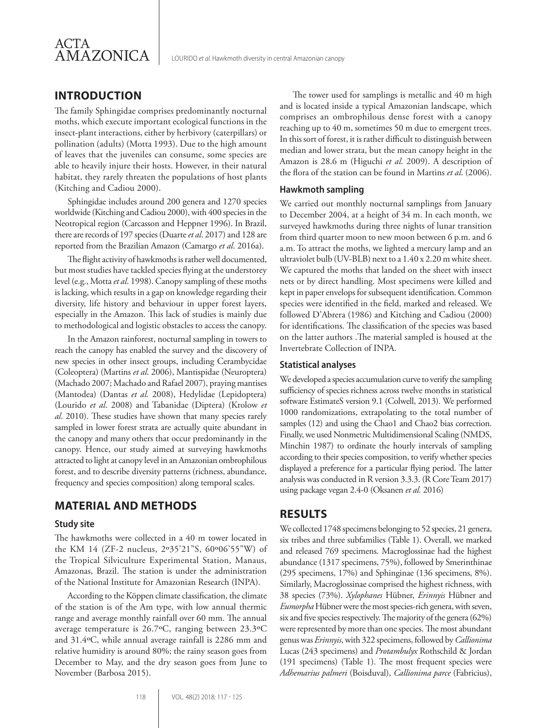## INTRODUCTION

The family Sphingidae comprises predominantly nocturnal moths, which execute important ecological functions in the insect-plant interactions, either by herbivory (caterpillars) or pollination (adults) (Motta 1993). Due to the high amount of leaves that the juveniles can consume, some species are able to heavily injure their hosts. However, in their natural habitat, they rarely threaten the populations of host plants (Kitching and Cadiou 2000).

Sphingidae includes around 200 genera and 1270 species worldwide (Kitching and Cadiou 2000), with 400 species in the Neotropical region (Carcasson and Heppner 1996). In Brazil, there are records of 197 species (Duarte *et al*. 2017) and 128 are reported from the Brazilian Amazon (Camargo *et al*. 2016a).

The flight activity of hawkmoths is rather well documented, but most studies have tackled species flying at the understorey level (e.g., Motta *et al*. 1998). Canopy sampling of these moths is lacking, which results in a gap on knowledge regarding their diversity, life history and behaviour in upper forest layers, especially in the Amazon. This lack of studies is mainly due to methodological and logistic obstacles to access the canopy.

In the Amazon rainforest, nocturnal sampling in towers to reach the canopy has enabled the survey and the discovery of new species in other insect groups, including Cerambycidae (Coleoptera) (Martins *et al*. 2006), Mantispidae (Neuroptera) (Machado 2007; Machado and Rafael 2007), praying mantises (Mantodea) (Dantas *et al.* 2008), Hedylidae (Lepidoptera) (Lourido *et al*. 2008) and Tabanidae (Diptera) (Krolow *et al*. 2010). These studies have shown that many species rarely sampled in lower forest strata are actually quite abundant in the canopy and many others that occur predominantly in the canopy. Hence, our study aimed at surveying hawkmoths attracted to light at canopy level in an Amazonian ombrophilous forest, and to describe diversity patterns (richness, abundance, frequency and species composition) along temporal scales.

## MATERIAL AND METHODS

### Study site

The hawkmoths were collected in a 40 m tower located in the KM 14 (ZF-2 nucleus, 2º35'21"S, 60º06'55"W) of the Tropical Silviculture Experimental Station, Manaus, Amazonas, Brazil. The station is under the administration of the National Institute for Amazonian Research (INPA).

According to the Köppen climate classification, the climate of the station is of the Am type, with low annual thermic range and average monthly rainfall over 60 mm. The annual average temperature is 26.7ºC, ranging between 23.3ºC and 31.4ºC, while annual average rainfall is 2286 mm and relative humidity is around 80%; the rainy season goes from December to May, and the dry season goes from June to November (Barbosa 2015).

The tower used for samplings is metallic and 40 m high and is located inside a typical Amazonian landscape, which comprises an ombrophilous dense forest with a canopy reaching up to 40 m, sometimes 50 m due to emergent trees. In this sort of forest, it is rather difficult to distinguish between median and lower strata, but the mean canopy height in the Amazon is 28.6 m (Higuchi *et al*. 2009). A description of the flora of the station can be found in Martins *et al*. (2006).

### Hawkmoth sampling

We carried out monthly nocturnal samplings from January to December 2004, at a height of 34 m. In each month, we surveyed hawkmoths during three nights of lunar transition from third quarter moon to new moon between 6 p.m. and 6 a.m. To attract the moths, we lighted a mercury lamp and an ultraviolet bulb (UV-BLB) next to a 1.40 x 2.20 m white sheet. We captured the moths that landed on the sheet with insect nets or by direct handling. Most specimens were killed and kept in paper envelops for subsequent identification. Common species were identified in the field, marked and released. We followed D'Abrera (1986) and Kitching and Cadiou (2000) for identifications. The classification of the species was based on the latter authors .The material sampled is housed at the Invertebrate Collection of INPA.

### Statistical analyses

We developed a species accumulation curve to verify the sampling sufficiency of species richness across twelve months in statistical software EstimateS version 9.1 (Colwell, 2013). We performed 1000 randomizations, extrapolating to the total number of samples (12) and using the Chao1 and Chao2 bias correction. Finally, we used Nonmetric Multidimensional Scaling (NMDS, Minchin 1987) to ordinate the hourly intervals of sampling according to their species composition, to verify whether species displayed a preference for a particular flying period. The latter analysis was conducted in R version 3.3.3. (R Core Team 2017) using package vegan 2.4-0 (Oksanen *et al.* 2016)

## RESULTS

We collected 1748 specimens belonging to 52 species, 21 genera, six tribes and three subfamilies (Table 1). Overall, we marked and released 769 specimens. Macroglossinae had the highest abundance (1317 specimens, 75%), followed by Smerinthinae (295 specimens, 17%) and Sphinginae (136 specimens, 8%). Similarly, Macroglossinae comprised the highest richness, with 38 species (73%). *Xylophanes* Hübner, *Erinnyis* Hübner and *Eumorpha* Hübner were the most species-rich genera, with seven, six and five species respectively. The majority of the genera (62%) were represented by more than one species. The most abundant genus was *Erinnyis*, with 322 specimens, followed by *Callionima* Lucas (243 specimens) and *Protambulyx* Rothschild & Jordan (191 specimens) (Table 1). The most frequent species were *Adhemarius palmeri* (Boisduval), *Callionima parce* (Fabricius),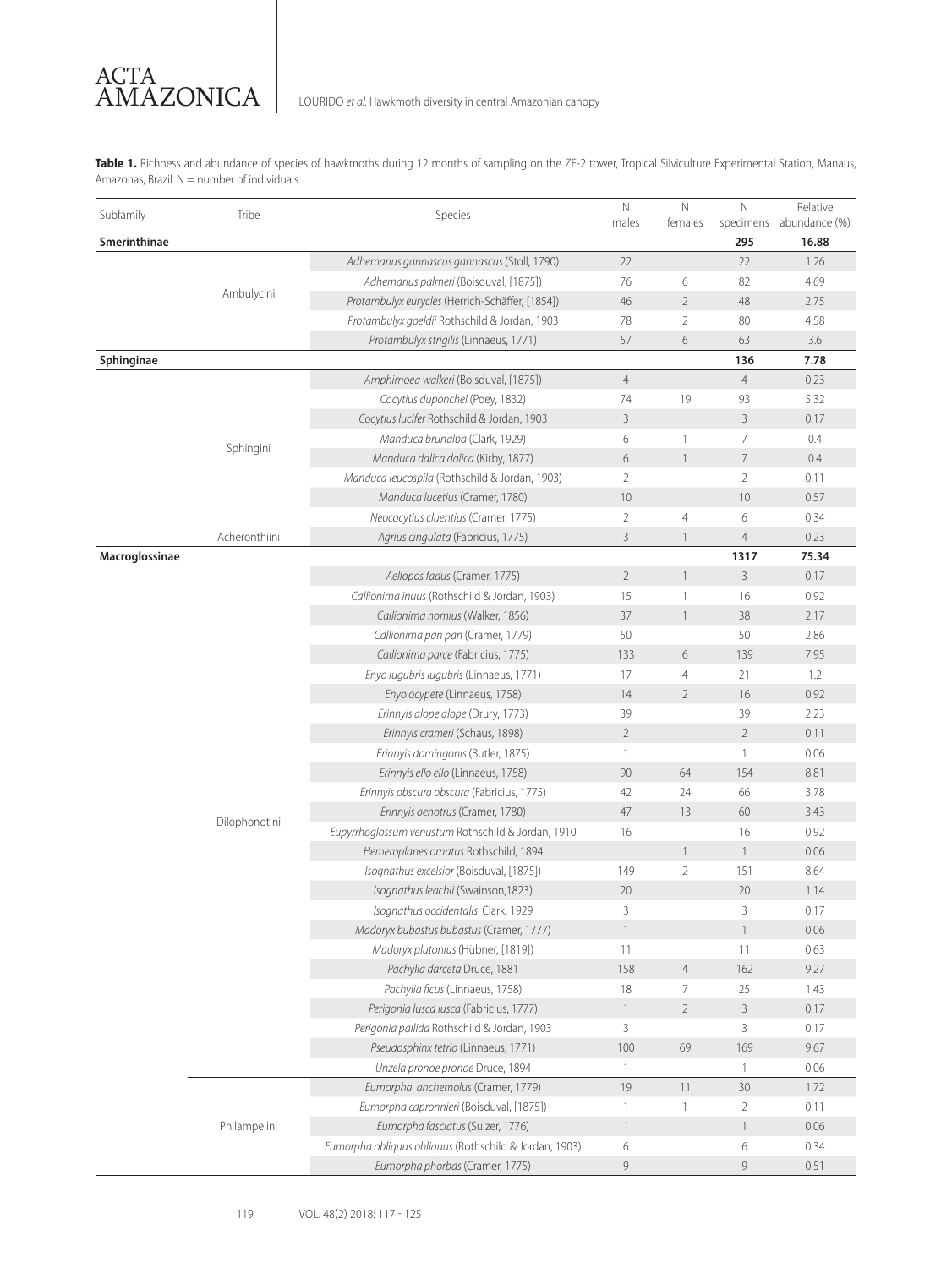**Table 1.** Richness and abundance of species of hawkmoths during 12 months of sampling on the ZF-2 tower, Tropical Silviculture Experimental Station, Manaus, Amazonas, Brazil. N = number of individuals.

| Subfamily | Tribe | Species | N males | N females | N specimens | Relative abundance (%) |
|---|---|---|---|---|---|---|
| **Smerinthinae** | | | | | **295** | **16.88** |
| | Ambulycini | *Adhemarius gannascus gannascus* (Stoll, 1790) | 22 | | 22 | 1.26 |
| | | *Adhemarius palmeri* (Boisduval, [1875]) | 76 | 6 | 82 | 4.69 |
| | | *Protambulyx eurycles* (Herrich-Schäffer, [1854]) | 46 | 2 | 48 | 2.75 |
| | | *Protambulyx goeldii* Rothschild & Jordan, 1903 | 78 | 2 | 80 | 4.58 |
| | | *Protambulyx strigilis* (Linnaeus, 1771) | 57 | 6 | 63 | 3.6 |
| **Sphinginae** | | | | | **136** | **7.78** |
| | Sphingini | *Amphimoea walkeri* (Boisduval, [1875]) | 4 | | 4 | 0.23 |
| | | *Cocytius duponchel* (Poey, 1832) | 74 | 19 | 93 | 5.32 |
| | | *Cocytius lucifer* Rothschild & Jordan, 1903 | 3 | | 3 | 0.17 |
| | | *Manduca brunalba* (Clark, 1929) | 6 | 1 | 7 | 0.4 |
| | | *Manduca dalica dalica* (Kirby, 1877) | 6 | 1 | 7 | 0.4 |
| | | *Manduca leucospila* (Rothschild & Jordan, 1903) | 2 | | 2 | 0.11 |
| | | *Manduca lucetius* (Cramer, 1780) | 10 | | 10 | 0.57 |
| | | *Neococytius cluentius* (Cramer, 1775) | 2 | 4 | 6 | 0.34 |
| | Acheronthiini | *Agrius cingulata* (Fabricius, 1775) | 3 | 1 | 4 | 0.23 |
| **Macroglossinae** | | | | | **1317** | **75.34** |
| | Dilophonotini | *Aellopos fadus* (Cramer, 1775) | 2 | 1 | 3 | 0.17 |
| | | *Callionima inuus* (Rothschild & Jordan, 1903) | 15 | 1 | 16 | 0.92 |
| | | *Callionima nomius* (Walker, 1856) | 37 | 1 | 38 | 2.17 |
| | | *Callionima pan pan* (Cramer, 1779) | 50 | | 50 | 2.86 |
| | | *Callionima parce* (Fabricius, 1775) | 133 | 6 | 139 | 7.95 |
| | | *Enyo lugubris lugubris* (Linnaeus, 1771) | 17 | 4 | 21 | 1.2 |
| | | *Enyo ocypete* (Linnaeus, 1758) | 14 | 2 | 16 | 0.92 |
| | | *Erinnyis alope alope* (Drury, 1773) | 39 | | 39 | 2.23 |
| | | *Erinnyis crameri* (Schaus, 1898) | 2 | | 2 | 0.11 |
| | | *Erinnyis domingonis* (Butler, 1875) | 1 | | 1 | 0.06 |
| | | *Erinnyis ello ello* (Linnaeus, 1758) | 90 | 64 | 154 | 8.81 |
| | | *Erinnyis obscura obscura* (Fabricius, 1775) | 42 | 24 | 66 | 3.78 |
| | | *Erinnyis oenotrus* (Cramer, 1780) | 47 | 13 | 60 | 3.43 |
| | | *Eupyrrhoglossum venustum* Rothschild & Jordan, 1910 | 16 | | 16 | 0.92 |
| | | *Hemeroplanes ornatus* Rothschild, 1894 | | 1 | 1 | 0.06 |
| | | *Isognathus excelsior* (Boisduval, [1875]) | 149 | 2 | 151 | 8.64 |
| | | *Isognathus leachii* (Swainson,1823) | 20 | | 20 | 1.14 |
| | | *Isognathus occidentalis* Clark, 1929 | 3 | | 3 | 0.17 |
| | | *Madoryx bubastus bubastus* (Cramer, 1777) | 1 | | 1 | 0.06 |
| | | *Madoryx plutonius* (Hübner, [1819]) | 11 | | 11 | 0.63 |
| | | *Pachylia darceta* Druce, 1881 | 158 | 4 | 162 | 9.27 |
| | | *Pachylia ficus* (Linnaeus, 1758) | 18 | 7 | 25 | 1.43 |
| | | *Perigonia lusca lusca* (Fabricius, 1777) | 1 | 2 | 3 | 0.17 |
| | | *Perigonia pallida* Rothschild & Jordan, 1903 | 3 | | 3 | 0.17 |
| | | *Pseudosphinx tetrio* (Linnaeus, 1771) | 100 | 69 | 169 | 9.67 |
| | | *Unzela pronoe pronoe* Druce, 1894 | 1 | | 1 | 0.06 |
| | Philampelini | *Eumorpha anchemolus* (Cramer, 1779) | 19 | 11 | 30 | 1.72 |
| | | *Eumorpha capronnieri* (Boisduval, [1875]) | 1 | 1 | 2 | 0.11 |
| | | *Eumorpha fasciatus* (Sulzer, 1776) | 1 | | 1 | 0.06 |
| | | *Eumorpha obliquus obliquus* (Rothschild & Jordan, 1903) | 6 | | 6 | 0.34 |
| | | *Eumorpha phorbas* (Cramer, 1775) | 9 | | 9 | 0.51 |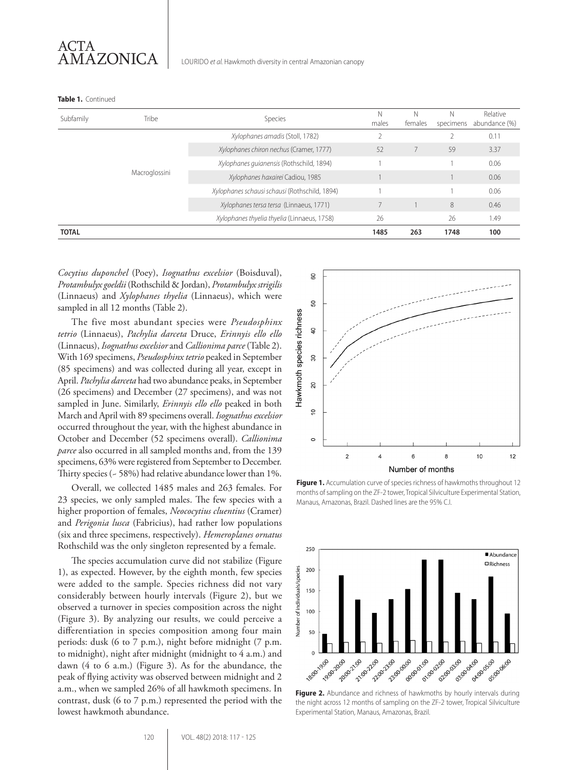**Table 1.** Continued

| Subfamily | Tribe | Species | N males | N females | N specimens | Relative abundance (%) |
|---|---|---|---|---|---|---|
| | Macroglossini | *Xylophanes amadis* (Stoll, 1782) | 2 | | 2 | 0.11 |
| | | *Xylophanes chiron nechus* (Cramer, 1777) | 52 | 7 | 59 | 3.37 |
| | | *Xylophanes guianensis* (Rothschild, 1894) | 1 | | 1 | 0.06 |
| | | *Xylophanes haxairei* Cadiou, 1985 | 1 | | 1 | 0.06 |
| | | *Xylophanes schausi schausi* (Rothschild, 1894) | 1 | | 1 | 0.06 |
| | | *Xylophanes tersa tersa* (Linnaeus, 1771) | 7 | 1 | 8 | 0.46 |
| | | *Xylophanes thyelia thyelia* (Linnaeus, 1758) | 26 | | 26 | 1.49 |
| **TOTAL** | | | **1485** | **263** | **1748** | **100** |

*Cocytius duponchel* (Poey), *Isognathus excelsior* (Boisduval), *Protambulyx goeldii* (Rothschild & Jordan), *Protambulyx strigilis* (Linnaeus) and *Xylophanes thyelia* (Linnaeus), which were sampled in all 12 months (Table 2).

The five most abundant species were *Pseudosphinx tetrio* (Linnaeus), *Pachylia darceta* Druce, *Erinnyis ello ello* (Linnaeus), *Isognathus excelsior* and *Callionima parce* (Table 2). With 169 specimens, *Pseudosphinx tetrio* peaked in September (85 specimens) and was collected during all year, except in April. *Pachylia darceta* had two abundance peaks, in September (26 specimens) and December (27 specimens), and was not sampled in June. Similarly, *Erinnyis ello ello* peaked in both March and April with 89 specimens overall. *Isognathus excelsior* occurred throughout the year, with the highest abundance in October and December (52 specimens overall). *Callionima parce* also occurred in all sampled months and, from the 139 specimens, 63% were registered from September to December. Thirty species (~ 58%) had relative abundance lower than 1%.

Overall, we collected 1485 males and 263 females. For 23 species, we only sampled males. The few species with a higher proportion of females, *Neococytius cluentius* (Cramer) and *Perigonia lusca* (Fabricius), had rather low populations (six and three specimens, respectively). *Hemeroplanes ornatus* Rothschild was the only singleton represented by a female.

The species accumulation curve did not stabilize (Figure 1), as expected. However, by the eighth month, few species were added to the sample. Species richness did not vary considerably between hourly intervals (Figure 2), but we observed a turnover in species composition across the night (Figure 3). By analyzing our results, we could perceive a differentiation in species composition among four main periods: dusk (6 to 7 p.m.), night before midnight (7 p.m. to midnight), night after midnight (midnight to 4 a.m.) and dawn (4 to 6 a.m.) (Figure 3). As for the abundance, the peak of flying activity was observed between midnight and 2 a.m., when we sampled 26% of all hawkmoth specimens. In contrast, dusk (6 to 7 p.m.) represented the period with the lowest hawkmoth abundance.

**Figure 1.** Accumulation curve of species richness of hawkmoths throughout 12 months of sampling on the ZF-2 tower, Tropical Silviculture Experimental Station, Manaus, Amazonas, Brazil. Dashed lines are the 95% C.I.

**Figure 2.** Abundance and richness of hawkmoths by hourly intervals during the night across 12 months of sampling on the ZF-2 tower, Tropical Silviculture Experimental Station, Manaus, Amazonas, Brazil.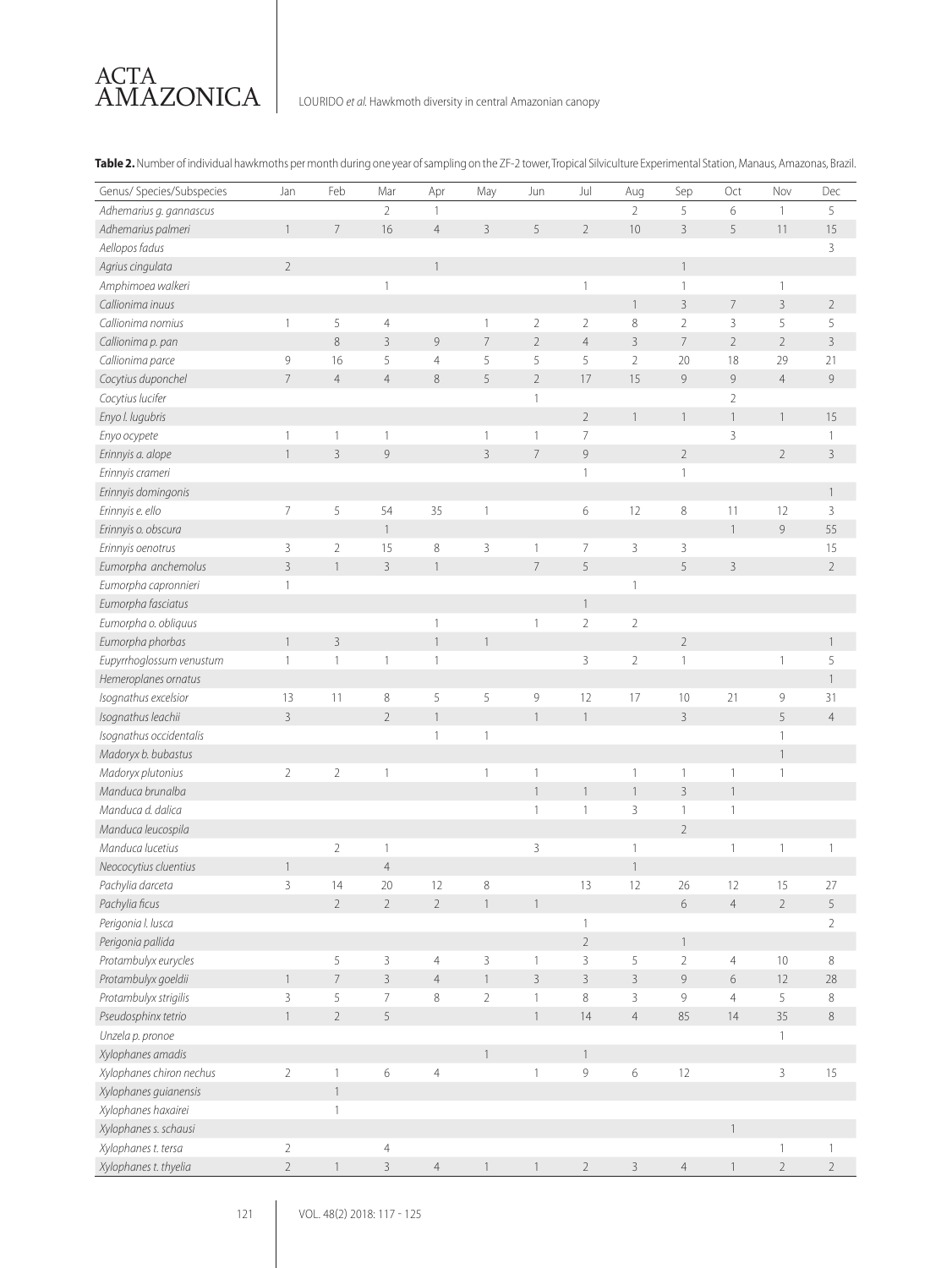**Table 2.** Number of individual hawkmoths per month during one year of sampling on the ZF-2 tower, Tropical Silviculture Experimental Station, Manaus, Amazonas, Brazil.

| Genus/ Species/Subspecies | Jan | Feb | Mar | Apr | May | Jun | Jul | Aug | Sep | Oct | Nov | Dec |
|---|---|---|---|---|---|---|---|---|---|---|---|---|
| *Adhemarius g. gannascus* | | | 2 | 1 | | | | 2 | 5 | 6 | 1 | 5 |
| *Adhemarius palmeri* | 1 | 7 | 16 | 4 | 3 | 5 | 2 | 10 | 3 | 5 | 11 | 15 |
| *Aellopos fadus* | | | | | | | | | | | | 3 |
| *Agrius cingulata* | 2 | | | 1 | | | | | 1 | | | |
| *Amphimoea walkeri* | | | 1 | | | | 1 | | 1 | | 1 | |
| *Callionima inuus* | | | | | | | | 1 | 3 | 7 | 3 | 2 |
| *Callionima nomius* | 1 | 5 | 4 | | 1 | 2 | 2 | 8 | 2 | 3 | 5 | 5 |
| *Callionima p. pan* | | 8 | 3 | 9 | 7 | 2 | 4 | 3 | 7 | 2 | 2 | 3 |
| *Callionima parce* | 9 | 16 | 5 | 4 | 5 | 5 | 5 | 2 | 20 | 18 | 29 | 21 |
| *Cocytius duponchel* | 7 | 4 | 4 | 8 | 5 | 2 | 17 | 15 | 9 | 9 | 4 | 9 |
| *Cocytius lucifer* | | | | | | 1 | | | | 2 | | |
| *Enyo l. lugubris* | | | | | | | 2 | 1 | 1 | 1 | 1 | 15 |
| *Enyo ocypete* | 1 | 1 | 1 | | 1 | 1 | 7 | | | 3 | | 1 |
| *Erinnyis a. alope* | 1 | 3 | 9 | | 3 | 7 | 9 | | 2 | | 2 | 3 |
| *Erinnyis crameri* | | | | | | | 1 | | 1 | | | |
| *Erinnyis domingonis* | | | | | | | | | | | | 1 |
| *Erinnyis e. ello* | 7 | 5 | 54 | 35 | 1 | | 6 | 12 | 8 | 11 | 12 | 3 |
| *Erinnyis o. obscura* | | | 1 | | | | | | | 1 | 9 | 55 |
| *Erinnyis oenotrus* | 3 | 2 | 15 | 8 | 3 | 1 | 7 | 3 | 3 | | | 15 |
| *Eumorpha anchemolus* | 3 | 1 | 3 | 1 | | 7 | 5 | | 5 | 3 | | 2 |
| *Eumorpha capronnieri* | 1 | | | | | | | 1 | | | | |
| *Eumorpha fasciatus* | | | | | | | 1 | | | | | |
| *Eumorpha o. obliquus* | | | | 1 | | 1 | 2 | 2 | | | | |
| *Eumorpha phorbas* | 1 | 3 | | 1 | 1 | | | | 2 | | | 1 |
| *Eupyrrhoglossum venustum* | 1 | 1 | 1 | 1 | | | 3 | 2 | 1 | | 1 | 5 |
| *Hemeroplanes ornatus* | | | | | | | | | | | | 1 |
| *Isognathus excelsior* | 13 | 11 | 8 | 5 | 5 | 9 | 12 | 17 | 10 | 21 | 9 | 31 |
| *Isognathus leachii* | 3 | | 2 | 1 | | 1 | 1 | | 3 | | 5 | 4 |
| *Isognathus occidentalis* | | | | 1 | 1 | | | | | | 1 | |
| *Madoryx b. bubastus* | | | | | | | | | | | 1 | |
| *Madoryx plutonius* | 2 | 2 | 1 | | 1 | 1 | | 1 | 1 | 1 | 1 | |
| *Manduca brunalba* | | | | | | 1 | 1 | 1 | 3 | 1 | | |
| *Manduca d. dalica* | | | | | | 1 | 1 | 3 | 1 | 1 | | |
| *Manduca leucospila* | | | | | | | | | 2 | | | |
| *Manduca lucetius* | | 2 | 1 | | | 3 | | 1 | | 1 | 1 | 1 |
| *Neococytius cluentius* | 1 | | 4 | | | | | 1 | | | | |
| *Pachylia darceta* | 3 | 14 | 20 | 12 | 8 | | 13 | 12 | 26 | 12 | 15 | 27 |
| *Pachylia ficus* | | 2 | 2 | 2 | 1 | 1 | | | 6 | 4 | 2 | 5 |
| *Perigonia l. lusca* | | | | | | | 1 | | | | | 2 |
| *Perigonia pallida* | | | | | | | 2 | | 1 | | | |
| *Protambulyx eurycles* | | 5 | 3 | 4 | 3 | 1 | 3 | 5 | 2 | 4 | 10 | 8 |
| *Protambulyx goeldii* | 1 | 7 | 3 | 4 | 1 | 3 | 3 | 3 | 9 | 6 | 12 | 28 |
| *Protambulyx strigilis* | 3 | 5 | 7 | 8 | 2 | 1 | 8 | 3 | 9 | 4 | 5 | 8 |
| *Pseudosphinx tetrio* | 1 | 2 | 5 | | | 1 | 14 | 4 | 85 | 14 | 35 | 8 |
| *Unzela p. pronoe* | | | | | | | | | | | 1 | |
| *Xylophanes amadis* | | | | | 1 | | 1 | | | | | |
| *Xylophanes chiron nechus* | 2 | 1 | 6 | 4 | | 1 | 9 | 6 | 12 | | 3 | 15 |
| *Xylophanes guianensis* | | 1 | | | | | | | | | | |
| *Xylophanes haxairei* | | 1 | | | | | | | | | | |
| *Xylophanes s. schausi* | | | | | | | | | | 1 | | |
| *Xylophanes t. tersa* | 2 | | 4 | | | | | | | | 1 | 1 |
| *Xylophanes t. thyelia* | 2 | 1 | 3 | 4 | 1 | 1 | 2 | 3 | 4 | 1 | 2 | 2 |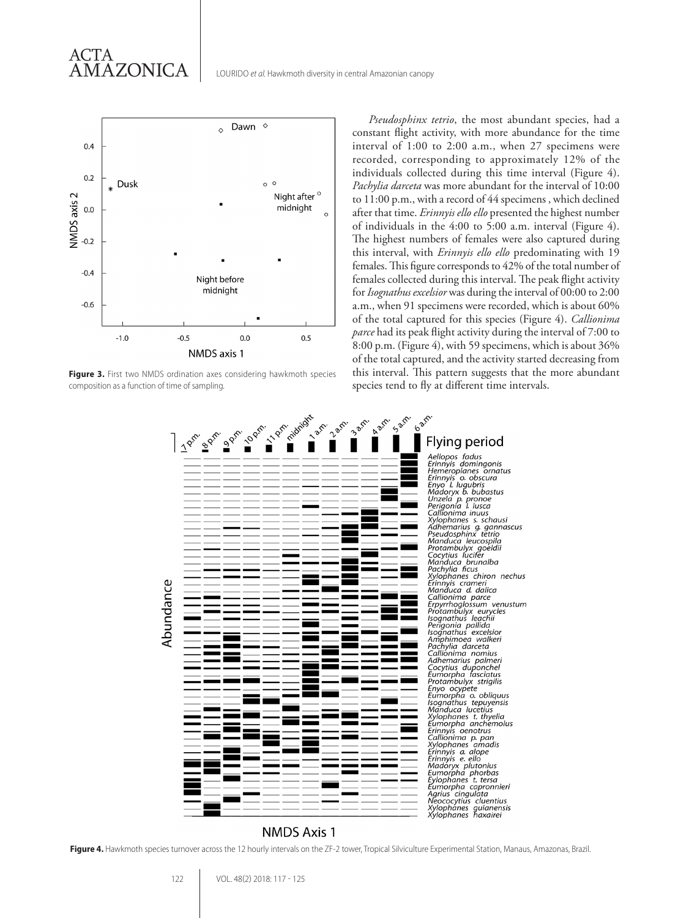Figure 3. First two NMDS ordination axes considering hawkmoth species composition as a function of time of sampling.

*Pseudosphinx tetrio*, the most abundant species, had a constant flight activity, with more abundance for the time interval of 1:00 to 2:00 a.m., when 27 specimens were recorded, corresponding to approximately 12% of the individuals collected during this time interval (Figure 4). *Pachylia darceta* was more abundant for the interval of 10:00 to 11:00 p.m., with a record of 44 specimens , which declined after that time. *Erinnyis ello ello* presented the highest number of individuals in the 4:00 to 5:00 a.m. interval (Figure 4). The highest numbers of females were also captured during this interval, with *Erinnyis ello ello* predominating with 19 females. This figure corresponds to 42% of the total number of females collected during this interval. The peak flight activity for *Isognathus excelsior* was during the interval of 00:00 to 2:00 a.m., when 91 specimens were recorded, which is about 60% of the total captured for this species (Figure 4). *Callionima parce* had its peak flight activity during the interval of 7:00 to 8:00 p.m. (Figure 4), with 59 specimens, which is about 36% of the total captured, and the activity started decreasing from this interval. This pattern suggests that the more abundant species tend to fly at different time intervals.

Figure 4. Hawkmoth species turnover across the 12 hourly intervals on the ZF-2 tower, Tropical Silviculture Experimental Station, Manaus, Amazonas, Brazil.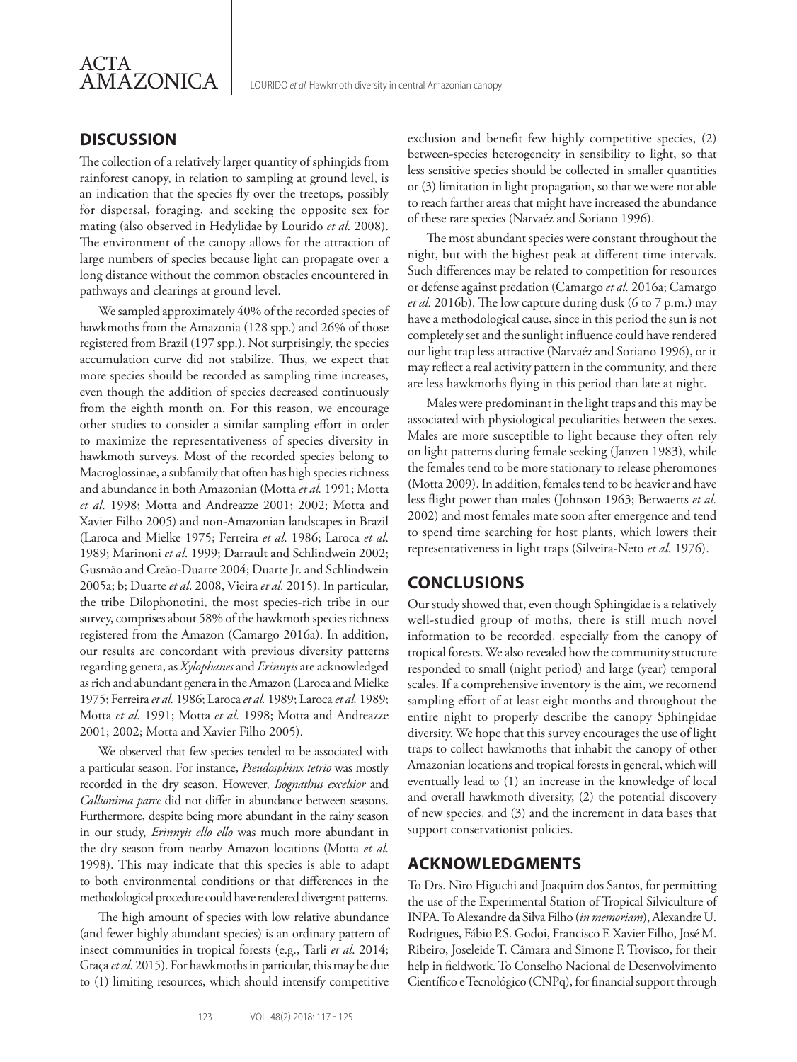## DISCUSSION

The collection of a relatively larger quantity of sphingids from rainforest canopy, in relation to sampling at ground level, is an indication that the species fly over the treetops, possibly for dispersal, foraging, and seeking the opposite sex for mating (also observed in Hedylidae by Lourido *et al.* 2008). The environment of the canopy allows for the attraction of large numbers of species because light can propagate over a long distance without the common obstacles encountered in pathways and clearings at ground level.

We sampled approximately 40% of the recorded species of hawkmoths from the Amazonia (128 spp.) and 26% of those registered from Brazil (197 spp.). Not surprisingly, the species accumulation curve did not stabilize. Thus, we expect that more species should be recorded as sampling time increases, even though the addition of species decreased continuously from the eighth month on. For this reason, we encourage other studies to consider a similar sampling effort in order to maximize the representativeness of species diversity in hawkmoth surveys. Most of the recorded species belong to Macroglossinae, a subfamily that often has high species richness and abundance in both Amazonian (Motta *et al.* 1991; Motta *et al*. 1998; Motta and Andreazze 2001; 2002; Motta and Xavier Filho 2005) and non-Amazonian landscapes in Brazil (Laroca and Mielke 1975; Ferreira *et al*. 1986; Laroca *et al*. 1989; Marinoni *et al*. 1999; Darrault and Schlindwein 2002; Gusmão and Creão-Duarte 2004; Duarte Jr. and Schlindwein 2005a; b; Duarte *et al*. 2008, Vieira *et al.* 2015). In particular, the tribe Dilophonotini, the most species-rich tribe in our survey, comprises about 58% of the hawkmoth species richness registered from the Amazon (Camargo 2016a). In addition, our results are concordant with previous diversity patterns regarding genera, as *Xylophanes* and *Erinnyis* are acknowledged as rich and abundant genera in the Amazon (Laroca and Mielke 1975; Ferreira *et al.* 1986; Laroca *et al.* 1989; Laroca *et al.* 1989; Motta *et al.* 1991; Motta *et al.* 1998; Motta and Andreazze 2001; 2002; Motta and Xavier Filho 2005).

We observed that few species tended to be associated with a particular season. For instance, *Pseudosphinx tetrio* was mostly recorded in the dry season. However, *Isognathus excelsior* and *Callionima parce* did not differ in abundance between seasons. Furthermore, despite being more abundant in the rainy season in our study, *Erinnyis ello ello* was much more abundant in the dry season from nearby Amazon locations (Motta *et al.* 1998). This may indicate that this species is able to adapt to both environmental conditions or that differences in the methodological procedure could have rendered divergent patterns.

The high amount of species with low relative abundance (and fewer highly abundant species) is an ordinary pattern of insect communities in tropical forests (e.g., Tarli *et al*. 2014; Graça *et al*. 2015). For hawkmoths in particular, this may be due to (1) limiting resources, which should intensify competitive exclusion and benefit few highly competitive species, (2) between-species heterogeneity in sensibility to light, so that less sensitive species should be collected in smaller quantities or (3) limitation in light propagation, so that we were not able to reach farther areas that might have increased the abundance of these rare species (Narvaéz and Soriano 1996).

The most abundant species were constant throughout the night, but with the highest peak at different time intervals. Such differences may be related to competition for resources or defense against predation (Camargo *et al.* 2016a; Camargo *et al.* 2016b). The low capture during dusk (6 to 7 p.m.) may have a methodological cause, since in this period the sun is not completely set and the sunlight influence could have rendered our light trap less attractive (Narvaéz and Soriano 1996), or it may reflect a real activity pattern in the community, and there are less hawkmoths flying in this period than late at night.

Males were predominant in the light traps and this may be associated with physiological peculiarities between the sexes. Males are more susceptible to light because they often rely on light patterns during female seeking (Janzen 1983), while the females tend to be more stationary to release pheromones (Motta 2009). In addition, females tend to be heavier and have less flight power than males (Johnson 1963; Berwaerts *et al.* 2002) and most females mate soon after emergence and tend to spend time searching for host plants, which lowers their representativeness in light traps (Silveira-Neto *et al.* 1976).

## CONCLUSIONS

Our study showed that, even though Sphingidae is a relatively well-studied group of moths, there is still much novel information to be recorded, especially from the canopy of tropical forests. We also revealed how the community structure responded to small (night period) and large (year) temporal scales. If a comprehensive inventory is the aim, we recomend sampling effort of at least eight months and throughout the entire night to properly describe the canopy Sphingidae diversity. We hope that this survey encourages the use of light traps to collect hawkmoths that inhabit the canopy of other Amazonian locations and tropical forests in general, which will eventually lead to (1) an increase in the knowledge of local and overall hawkmoth diversity, (2) the potential discovery of new species, and (3) and the increment in data bases that support conservationist policies.

## ACKNOWLEDGMENTS

To Drs. Niro Higuchi and Joaquim dos Santos, for permitting the use of the Experimental Station of Tropical Silviculture of INPA. To Alexandre da Silva Filho (*in memoriam*), Alexandre U. Rodrigues, Fábio P.S. Godoi, Francisco F. Xavier Filho, José M. Ribeiro, Joseleide T. Câmara and Simone F. Trovisco, for their help in fieldwork. To Conselho Nacional de Desenvolvimento Científico e Tecnológico (CNPq), for financial support through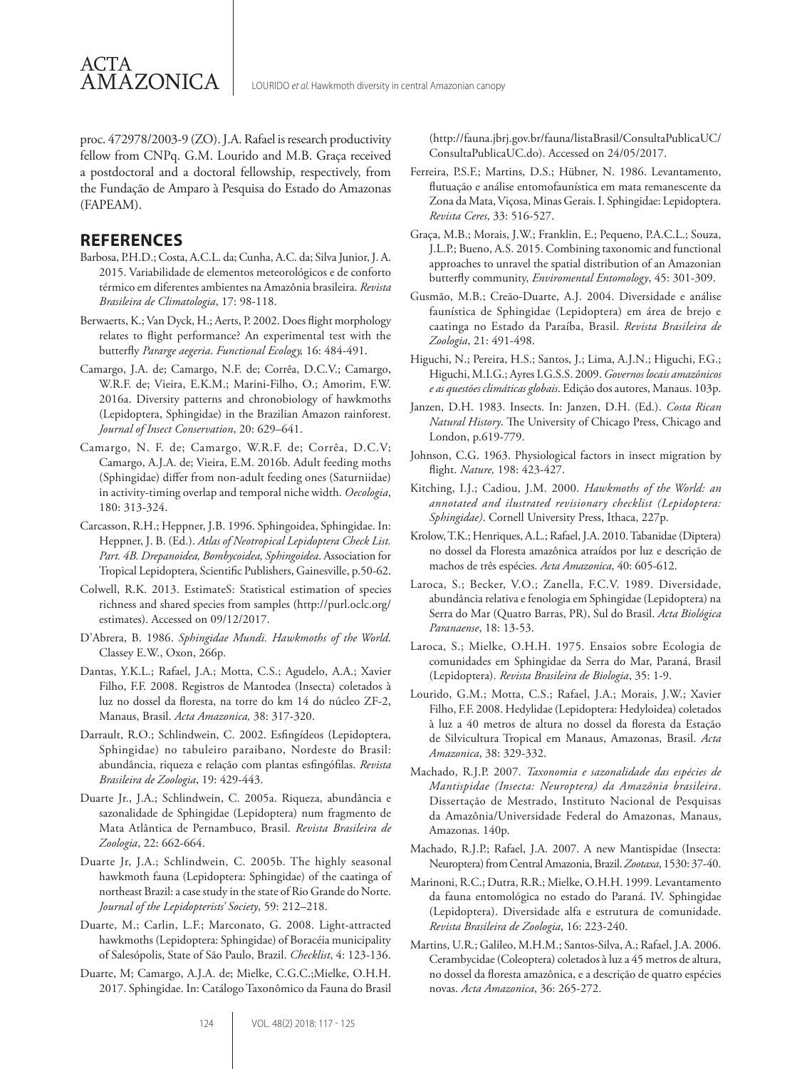proc. 472978/2003-9 (ZO). J.A. Rafael is research productivity fellow from CNPq. G.M. Lourido and M.B. Graça received a postdoctoral and a doctoral fellowship, respectively, from the Fundação de Amparo à Pesquisa do Estado do Amazonas (FAPEAM).

## REFERENCES

Barbosa, P.H.D.; Costa, A.C.L. da; Cunha, A.C. da; Silva Junior, J. A. 2015. Variabilidade de elementos meteorológicos e de conforto térmico em diferentes ambientes na Amazônia brasileira. *Revista Brasileira de Climatologia*, 17: 98-118.

Berwaerts, K.; Van Dyck, H.; Aerts, P. 2002. Does flight morphology relates to flight performance? An experimental test with the butterfly *Pararge aegeria*. *Functional Ecology,* 16: 484-491.

Camargo, J.A. de; Camargo, N.F. de; Corrêa, D.C.V.; Camargo, W.R.F. de; Vieira, E.K.M.; Marini-Filho, O.; Amorim, F.W. 2016a. Diversity patterns and chronobiology of hawkmoths (Lepidoptera, Sphingidae) in the Brazilian Amazon rainforest. *Journal of Insect Conservation*, 20: 629–641.

Camargo, N. F. de; Camargo, W.R.F. de; Corrêa, D.C.V; Camargo, A.J.A. de; Vieira, E.M. 2016b. Adult feeding moths (Sphingidae) differ from non-adult feeding ones (Saturniidae) in activity-timing overlap and temporal niche width. *Oecologia*, 180: 313-324.

Carcasson, R.H.; Heppner, J.B. 1996. Sphingoidea, Sphingidae. In: Heppner, J. B. (Ed.). *Atlas of Neotropical Lepidoptera Check List. Part. 4B. Drepanoidea, Bombycoidea, Sphingoidea*. Association for Tropical Lepidoptera, Scientific Publishers, Gainesville, p.50-62.

Colwell, R.K. 2013. EstimateS: Statistical estimation of species richness and shared species from samples (http://purl.oclc.org/estimates). Accessed on 09/12/2017.

D'Abrera, B. 1986. *Sphingidae Mundi. Hawkmoths of the World*. Classey E.W., Oxon, 266p.

Dantas, Y.K.L.; Rafael, J.A.; Motta, C.S.; Agudelo, A.A.; Xavier Filho, F.F. 2008. Registros de Mantodea (Insecta) coletados à luz no dossel da floresta, na torre do km 14 do núcleo ZF-2, Manaus, Brasil. *Acta Amazonica,* 38: 317-320.

Darrault, R.O.; Schlindwein, C. 2002. Esfingídeos (Lepidoptera, Sphingidae) no tabuleiro paraibano, Nordeste do Brasil: abundância, riqueza e relação com plantas esfingófilas. *Revista Brasileira de Zoologia*, 19: 429-443.

Duarte Jr., J.A.; Schlindwein, C. 2005a. Riqueza, abundância e sazonalidade de Sphingidae (Lepidoptera) num fragmento de Mata Atlântica de Pernambuco, Brasil. *Revista Brasileira de Zoologia*, 22: 662-664.

Duarte Jr, J.A.; Schlindwein, C. 2005b. The highly seasonal hawkmoth fauna (Lepidoptera: Sphingidae) of the caatinga of northeast Brazil: a case study in the state of Rio Grande do Norte. *Journal of the Lepidopterists' Society*, 59: 212–218.

Duarte, M.; Carlin, L.F.; Marconato, G. 2008. Light-attracted hawkmoths (Lepidoptera: Sphingidae) of Boracéia municipality of Salesópolis, State of São Paulo, Brazil. *Checklist*, 4: 123-136.

Duarte, M; Camargo, A.J.A. de; Mielke, C.G.C.;Mielke, O.H.H. 2017. Sphingidae. In: Catálogo Taxonômico da Fauna do Brasil (http://fauna.jbrj.gov.br/fauna/listaBrasil/ConsultaPublicaUC/ConsultaPublicaUC.do). Accessed on 24/05/2017.

Ferreira, P.S.F.; Martins, D.S.; Hübner, N. 1986. Levantamento, flutuação e análise entomofaunística em mata remanescente da Zona da Mata, Viçosa, Minas Gerais. I. Sphingidae: Lepidoptera. *Revista Ceres*, 33: 516-527.

Graça, M.B.; Morais, J.W.; Franklin, E.; Pequeno, P.A.C.L.; Souza, J.L.P.; Bueno, A.S. 2015. Combining taxonomic and functional approaches to unravel the spatial distribution of an Amazonian butterfly community, *Enviromental Entomology*, 45: 301-309.

Gusmão, M.B.; Creão-Duarte, A.J. 2004. Diversidade e análise faunística de Sphingidae (Lepidoptera) em área de brejo e caatinga no Estado da Paraíba, Brasil. *Revista Brasileira de Zoologia*, 21: 491-498.

Higuchi, N.; Pereira, H.S.; Santos, J.; Lima, A.J.N.; Higuchi, F.G.; Higuchi, M.I.G.; Ayres I.G.S.S. 2009. *Governos locais amazônicos e as questões climáticas globais*. Edição dos autores, Manaus. 103p.

Janzen, D.H. 1983. Insects. In: Janzen, D.H. (Ed.). *Costa Rican Natural History*. The University of Chicago Press, Chicago and London, p.619-779.

Johnson, C.G. 1963. Physiological factors in insect migration by flight. *Nature,* 198: 423-427.

Kitching, I.J.; Cadiou, J.M. 2000. *Hawkmoths of the World: an annotated and illustrated revisionary checklist (Lepidoptera: Sphingidae)*. Cornell University Press, Ithaca, 227p.

Krolow, T.K.; Henriques, A.L.; Rafael, J.A. 2010. Tabanidae (Diptera) no dossel da Floresta amazônica atraídos por luz e descrição de machos de três espécies. *Acta Amazonica*, 40: 605-612.

Laroca, S.; Becker, V.O.; Zanella, F.C.V. 1989. Diversidade, abundância relativa e fenologia em Sphingidae (Lepidoptera) na Serra do Mar (Quatro Barras, PR), Sul do Brasil. *Acta Biológica Paranaense*, 18: 13-53.

Laroca, S.; Mielke, O.H.H. 1975. Ensaios sobre Ecologia de comunidades em Sphingidae da Serra do Mar, Paraná, Brasil (Lepidoptera). *Revista Brasileira de Biologia*, 35: 1-9.

Lourido, G.M.; Motta, C.S.; Rafael, J.A.; Morais, J.W.; Xavier Filho, F.F. 2008. Hedylidae (Lepidoptera: Hedyloidea) coletados à luz a 40 metros de altura no dossel da floresta da Estação de Silvicultura Tropical em Manaus, Amazonas, Brasil. *Acta Amazonica*, 38: 329-332.

Machado, R.J.P. 2007. *Taxonomia e sazonalidade das espécies de Mantispidae (Insecta: Neuroptera) da Amazônia brasileira*. Dissertação de Mestrado, Instituto Nacional de Pesquisas da Amazônia/Universidade Federal do Amazonas, Manaus, Amazonas. 140p.

Machado, R.J.P.; Rafael, J.A. 2007. A new Mantispidae (Insecta: Neuroptera) from Central Amazonia, Brazil. *Zootaxa*, 1530: 37-40.

Marinoni, R.C.; Dutra, R.R.; Mielke, O.H.H. 1999. Levantamento da fauna entomológica no estado do Paraná. IV. Sphingidae (Lepidoptera). Diversidade alfa e estrutura de comunidade. *Revista Brasileira de Zoologia*, 16: 223-240.

Martins, U.R.; Galileo, M.H.M.; Santos-Silva, A.; Rafael, J.A. 2006. Cerambycidae (Coleoptera) coletados à luz a 45 metros de altura, no dossel da floresta amazônica, e a descrição de quatro espécies novas. *Acta Amazonica*, 36: 265-272.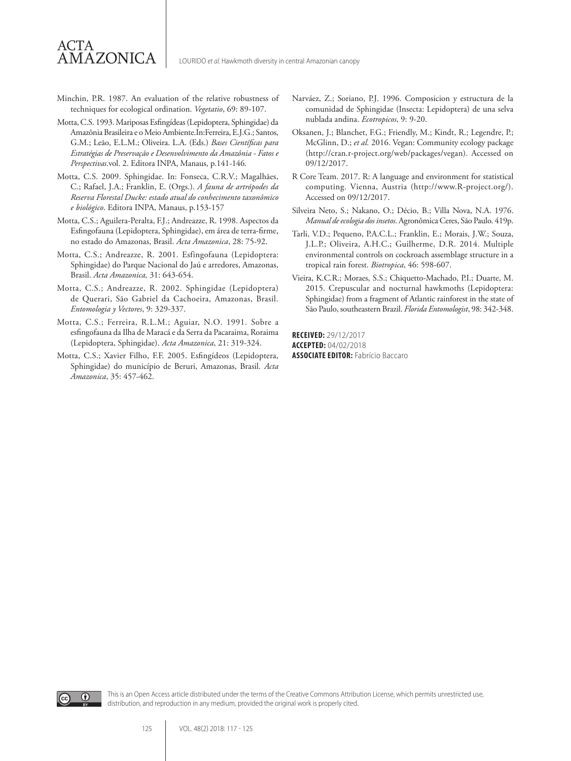Minchin, P.R. 1987. An evaluation of the relative robustness of techniques for ecological ordination. *Vegetatio*, 69: 89-107.

Motta, C.S. 1993. Mariposas Esfingídeas (Lepidoptera, Sphingidae) da Amazônia Brasileira e o Meio Ambiente.In:Ferreira, E.J.G.; Santos, G.M.; Leão, E.L.M.; Oliveira. L.A. (Eds.) *Bases Científicas para Estratégias de Preservação e Desenvolvimento da Amazônia - Fatos e Perspectivas*.vol. 2. Editora INPA, Manaus, p.141-146.

Motta, C.S. 2009. Sphingidae. In: Fonseca, C.R.V.; Magalhães, C.; Rafael, J.A.; Franklin, E. (Orgs.). *A fauna de artrópodes da Reserva Florestal Ducke: estado atual do conhecimento taxonômico e biológico*. Editora INPA, Manaus, p.153-157

Motta, C.S.; Aguilera-Peralta, F.J.; Andreazze, R. 1998. Aspectos da Esfingofauna (Lepidoptera, Sphingidae), em área de terra-firme, no estado do Amazonas, Brasil. *Acta Amazonica*, 28: 75-92.

Motta, C.S.; Andreazze, R. 2001. Esfingofauna (Lepidoptera: Sphingidae) do Parque Nacional do Jaú e arredores, Amazonas, Brasil. *Acta Amazonica,* 31: 643-654.

Motta, C.S.; Andreazze, R. 2002. Sphingidae (Lepidoptera) de Querari, São Gabriel da Cachoeira, Amazonas, Brasil. *Entomologia y Vectores*, 9: 329-337.

Motta, C.S.; Ferreira, R.L.M.; Aguiar, N.O. 1991. Sobre a esfingofauna da Ilha de Maracá e da Serra da Pacaraima, Roraima (Lepidoptera, Sphingidae). *Acta Amazonica*, 21: 319-324.

Motta, C.S.; Xavier Filho, F.F. 2005. Esfingídeos (Lepidoptera, Sphingidae) do município de Beruri, Amazonas, Brasil. *Acta Amazonica*, 35: 457-462.

Narváez, Z.; Soriano, P.J. 1996. Composicion y estructura de la comunidad de Sphingidae (Insecta: Lepidoptera) de una selva nublada andina. *Ecotropicos*, 9: 9-20.

Oksanen, J.; Blanchet, F.G.; Friendly, M.; Kindt, R.; Legendre, P.; McGlinn, D.; *et al.* 2016. Vegan: Community ecology package (http://cran.r-project.org/web/packages/vegan). Accessed on 09/12/2017.

R Core Team. 2017. R: A language and environment for statistical computing. Vienna, Austria (http://www.R-project.org/). Accessed on 09/12/2017.

Silveira Neto, S.; Nakano, O.; Décio, B.; Villa Nova, N.A. 1976. *Manual de ecologia dos insetos*. Agronômica Ceres, São Paulo. 419p.

Tarli, V.D.; Pequeno, P.A.C.L.; Franklin, E.; Morais, J.W.; Souza, J.L.P.; Oliveira, A.H.C.; Guilherme, D.R. 2014. Multiple environmental controls on cockroach assemblage structure in a tropical rain forest. *Biotropica*, 46: 598-607.

Vieira, K.C.R.; Moraes, S.S.; Chiquetto-Machado, P.I.; Duarte, M. 2015. Crepuscular and nocturnal hawkmoths (Lepidoptera: Sphingidae) from a fragment of Atlantic rainforest in the state of São Paulo, southeastern Brazil. *Florida Entomologist*, 98: 342-348.

**RECEIVED:** 29/12/2017
**ACCEPTED:** 04/02/2018
**ASSOCIATE EDITOR:** Fabrício Baccaro

This is an Open Access article distributed under the terms of the Creative Commons Attribution License, which permits unrestricted use, distribution, and reproduction in any medium, provided the original work is properly cited.